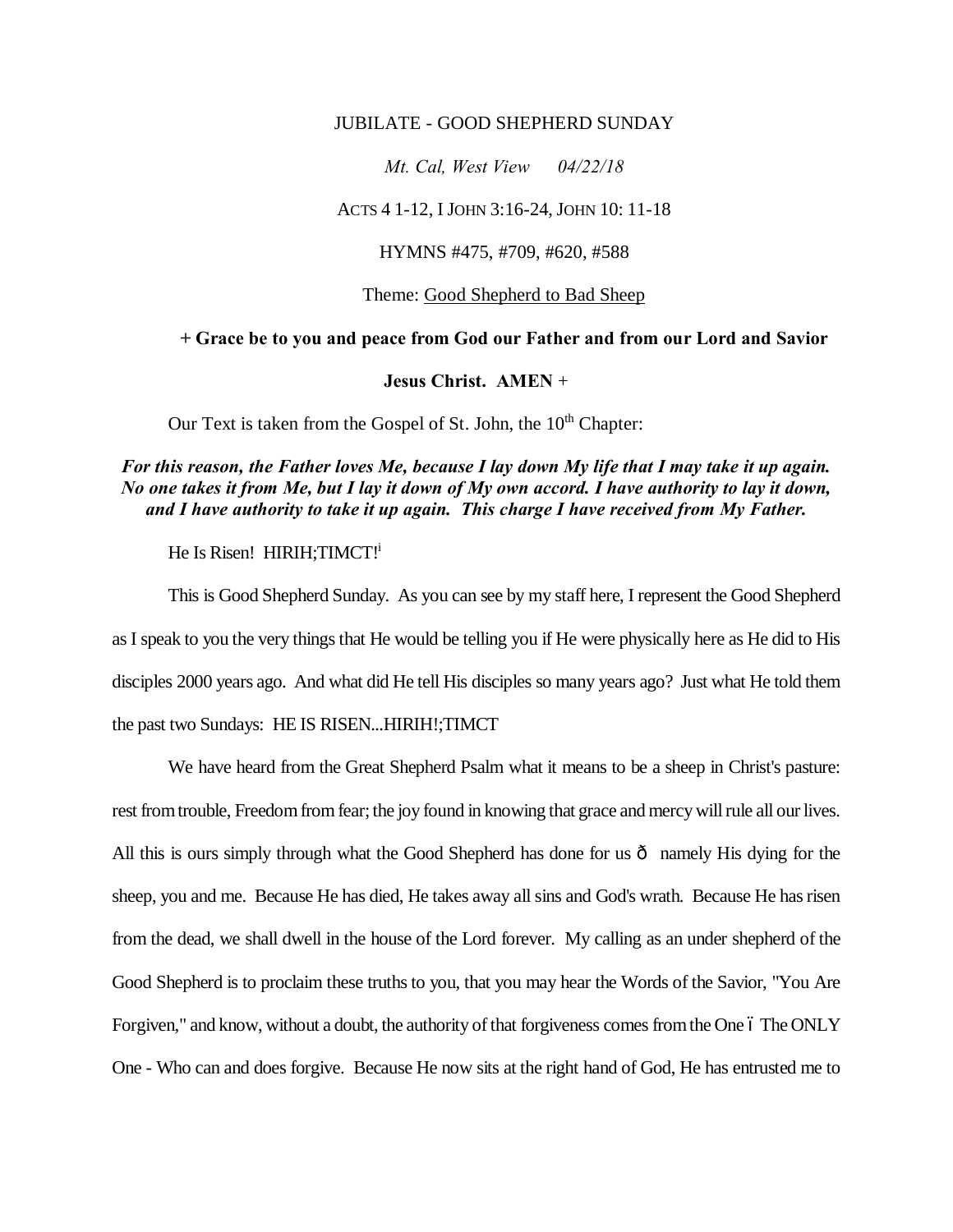JUBILATE - GOOD SHEPHERD SUNDAY

*Mt. Cal, West View 04/22/18*

ACTS 4 1-12, I JOHN 3:16-24, JOHN 10: 11-18

HYMNS #475, #709, #620, #588

Theme: Good Shepherd to Bad Sheep

**+ Grace be to you and peace from God our Father and from our Lord and Savior Jesus Christ. AMEN +**

Our Text is taken from the Gospel of St. John, the 10th Chapter:

***For this reason, the Father loves Me, because I lay down My life that I may take it up again. No one takes it from Me, but I lay it down of My own accord. I have authority to lay it down, and I have authority to take it up again. This charge I have received from My Father.***

He Is Risen! HIRIH;TIMCT![i]

This is Good Shepherd Sunday. As you can see by my staff here, I represent the Good Shepherd as I speak to you the very things that He would be telling you if He were physically here as He did to His disciples 2000 years ago. And what did He tell His disciples so many years ago? Just what He told them the past two Sundays: HE IS RISEN...HIRIH!;TIMCT

We have heard from the Great Shepherd Psalm what it means to be a sheep in Christ's pasture: rest from trouble, Freedom from fear; the joy found in knowing that grace and mercy will rule all our lives. All this is ours simply through what the Good Shepherd has done for us ð namely His dying for the sheep, you and me. Because He has died, He takes away all sins and God's wrath. Because He has risen from the dead, we shall dwell in the house of the Lord forever. My calling as an under shepherd of the Good Shepherd is to proclaim these truths to you, that you may hear the Words of the Savior, "You Are Forgiven," and know, without a doubt, the authority of that forgiveness comes from the One ó The ONLY One - Who can and does forgive. Because He now sits at the right hand of God, He has entrusted me to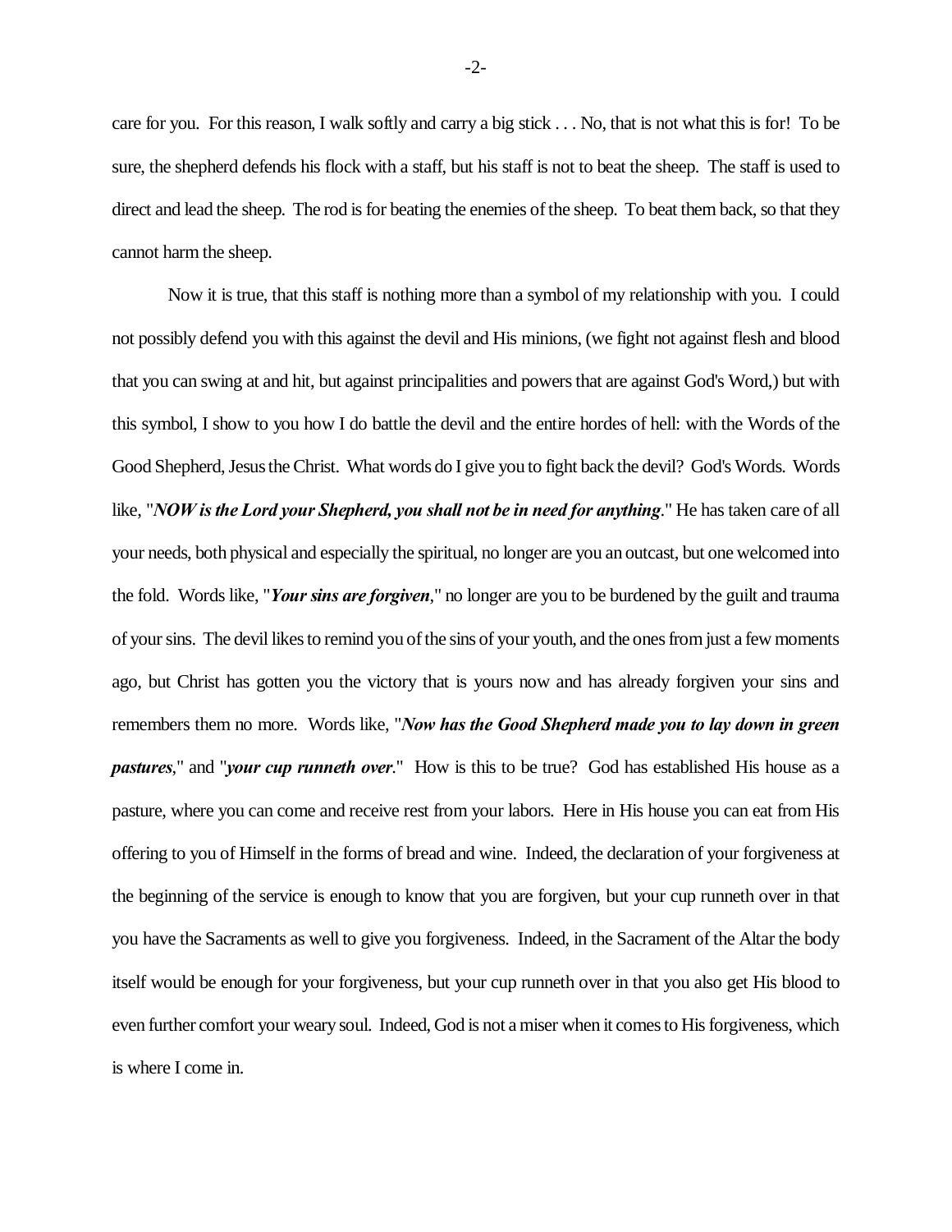care for you. For this reason, I walk softly and carry a big stick . . . No, that is not what this is for! To be sure, the shepherd defends his flock with a staff, but his staff is not to beat the sheep. The staff is used to direct and lead the sheep. The rod is for beating the enemies of the sheep. To beat them back, so that they cannot harm the sheep.

Now it is true, that this staff is nothing more than a symbol of my relationship with you. I could not possibly defend you with this against the devil and His minions, (we fight not against flesh and blood that you can swing at and hit, but against principalities and powers that are against God's Word,) but with this symbol, I show to you how I do battle the devil and the entire hordes of hell: with the Words of the Good Shepherd, Jesus the Christ. What words do I give you to fight back the devil? God's Words. Words like, "***NOW is the Lord your Shepherd, you shall not be in need for anything***." He has taken care of all your needs, both physical and especially the spiritual, no longer are you an outcast, but one welcomed into the fold. Words like, "***Your sins are forgiven***," no longer are you to be burdened by the guilt and trauma of your sins. The devil likes to remind you of the sins of your youth, and the ones from just a few moments ago, but Christ has gotten you the victory that is yours now and has already forgiven your sins and remembers them no more. Words like, "***Now has the Good Shepherd made you to lay down in green pastures***," and "***your cup runneth over.***" How is this to be true? God has established His house as a pasture, where you can come and receive rest from your labors. Here in His house you can eat from His offering to you of Himself in the forms of bread and wine. Indeed, the declaration of your forgiveness at the beginning of the service is enough to know that you are forgiven, but your cup runneth over in that you have the Sacraments as well to give you forgiveness. Indeed, in the Sacrament of the Altar the body itself would be enough for your forgiveness, but your cup runneth over in that you also get His blood to even further comfort your weary soul. Indeed, God is not a miser when it comes to His forgiveness, which is where I come in.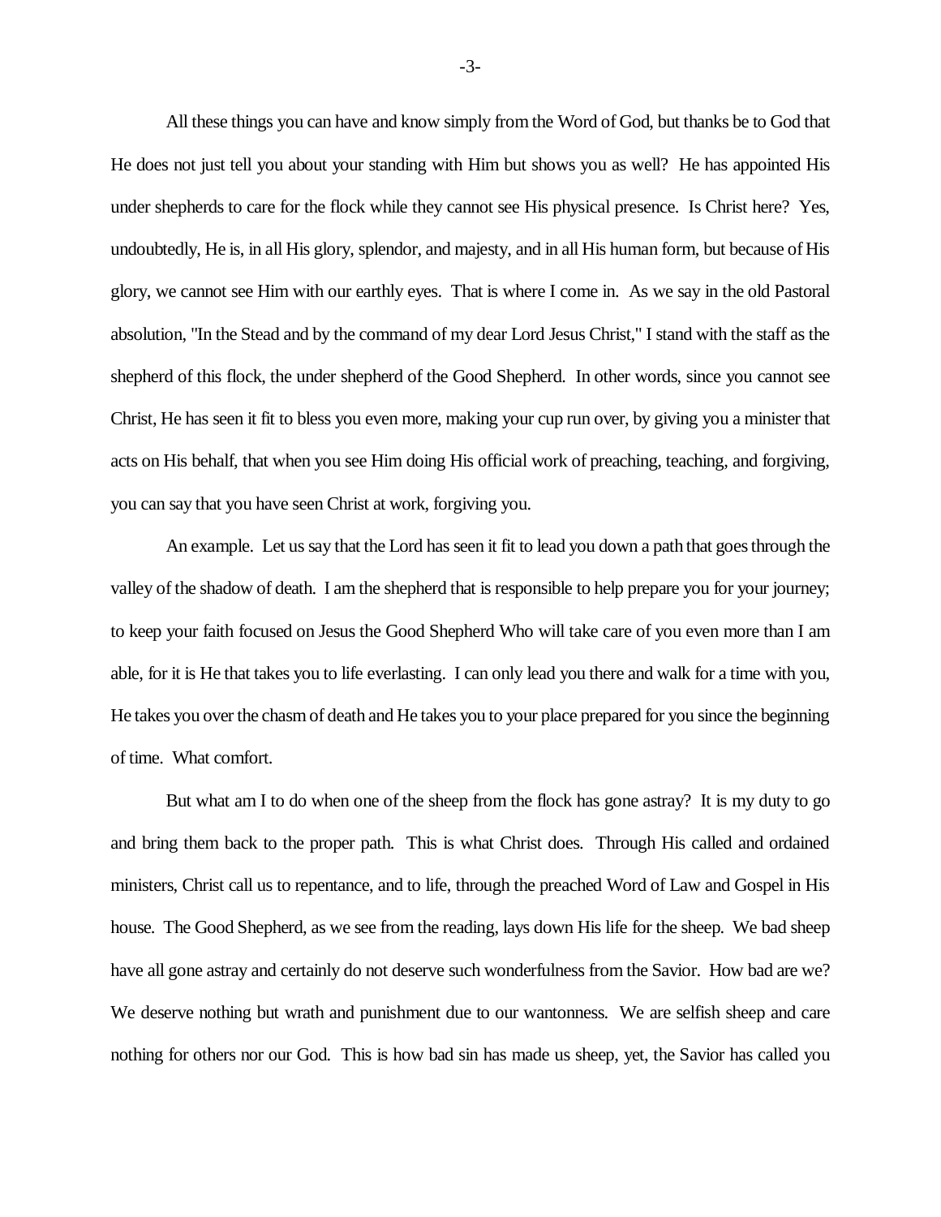All these things you can have and know simply from the Word of God, but thanks be to God that He does not just tell you about your standing with Him but shows you as well? He has appointed His under shepherds to care for the flock while they cannot see His physical presence. Is Christ here? Yes, undoubtedly, He is, in all His glory, splendor, and majesty, and in all His human form, but because of His glory, we cannot see Him with our earthly eyes. That is where I come in. As we say in the old Pastoral absolution, "In the Stead and by the command of my dear Lord Jesus Christ," I stand with the staff as the shepherd of this flock, the under shepherd of the Good Shepherd. In other words, since you cannot see Christ, He has seen it fit to bless you even more, making your cup run over, by giving you a minister that acts on His behalf, that when you see Him doing His official work of preaching, teaching, and forgiving, you can say that you have seen Christ at work, forgiving you.

An example. Let us say that the Lord has seen it fit to lead you down a path that goes through the valley of the shadow of death. I am the shepherd that is responsible to help prepare you for your journey; to keep your faith focused on Jesus the Good Shepherd Who will take care of you even more than I am able, for it is He that takes you to life everlasting. I can only lead you there and walk for a time with you, He takes you over the chasm of death and He takes you to your place prepared for you since the beginning of time. What comfort.

But what am I to do when one of the sheep from the flock has gone astray? It is my duty to go and bring them back to the proper path. This is what Christ does. Through His called and ordained ministers, Christ call us to repentance, and to life, through the preached Word of Law and Gospel in His house. The Good Shepherd, as we see from the reading, lays down His life for the sheep. We bad sheep have all gone astray and certainly do not deserve such wonderfulness from the Savior. How bad are we? We deserve nothing but wrath and punishment due to our wantonness. We are selfish sheep and care nothing for others nor our God. This is how bad sin has made us sheep, yet, the Savior has called you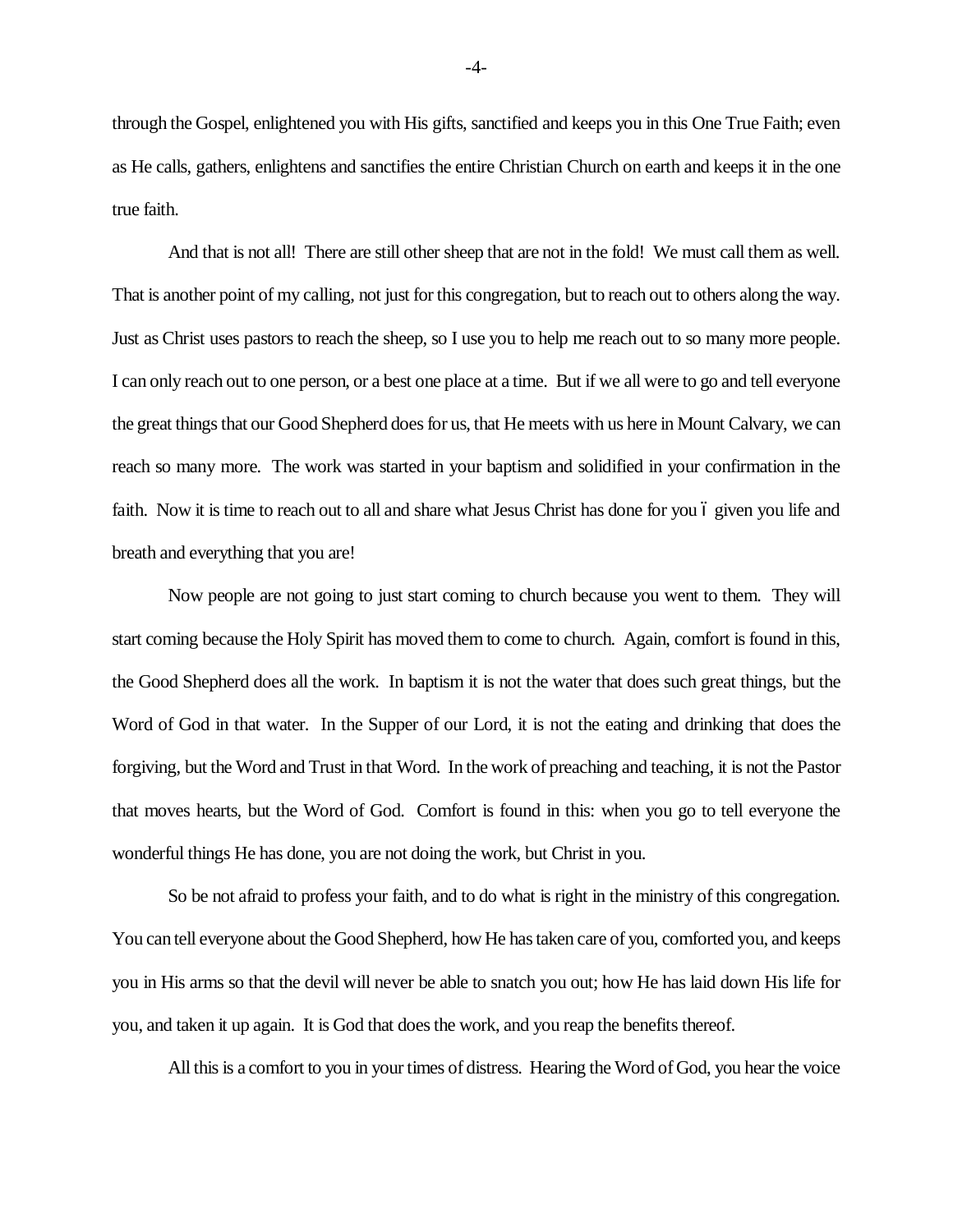through the Gospel, enlightened you with His gifts, sanctified and keeps you in this One True Faith; even as He calls, gathers, enlightens and sanctifies the entire Christian Church on earth and keeps it in the one true faith.

And that is not all! There are still other sheep that are not in the fold! We must call them as well. That is another point of my calling, not just for this congregation, but to reach out to others along the way. Just as Christ uses pastors to reach the sheep, so I use you to help me reach out to so many more people. I can only reach out to one person, or a best one place at a time. But if we all were to go and tell everyone the great things that our Good Shepherd does for us, that He meets with us here in Mount Calvary, we can reach so many more. The work was started in your baptism and solidified in your confirmation in the faith. Now it is time to reach out to all and share what Jesus Christ has done for you ó given you life and breath and everything that you are!

Now people are not going to just start coming to church because you went to them. They will start coming because the Holy Spirit has moved them to come to church. Again, comfort is found in this, the Good Shepherd does all the work. In baptism it is not the water that does such great things, but the Word of God in that water. In the Supper of our Lord, it is not the eating and drinking that does the forgiving, but the Word and Trust in that Word. In the work of preaching and teaching, it is not the Pastor that moves hearts, but the Word of God. Comfort is found in this: when you go to tell everyone the wonderful things He has done, you are not doing the work, but Christ in you.

So be not afraid to profess your faith, and to do what is right in the ministry of this congregation. You can tell everyone about the Good Shepherd, how He has taken care of you, comforted you, and keeps you in His arms so that the devil will never be able to snatch you out; how He has laid down His life for you, and taken it up again. It is God that does the work, and you reap the benefits thereof.

All this is a comfort to you in your times of distress. Hearing the Word of God, you hear the voice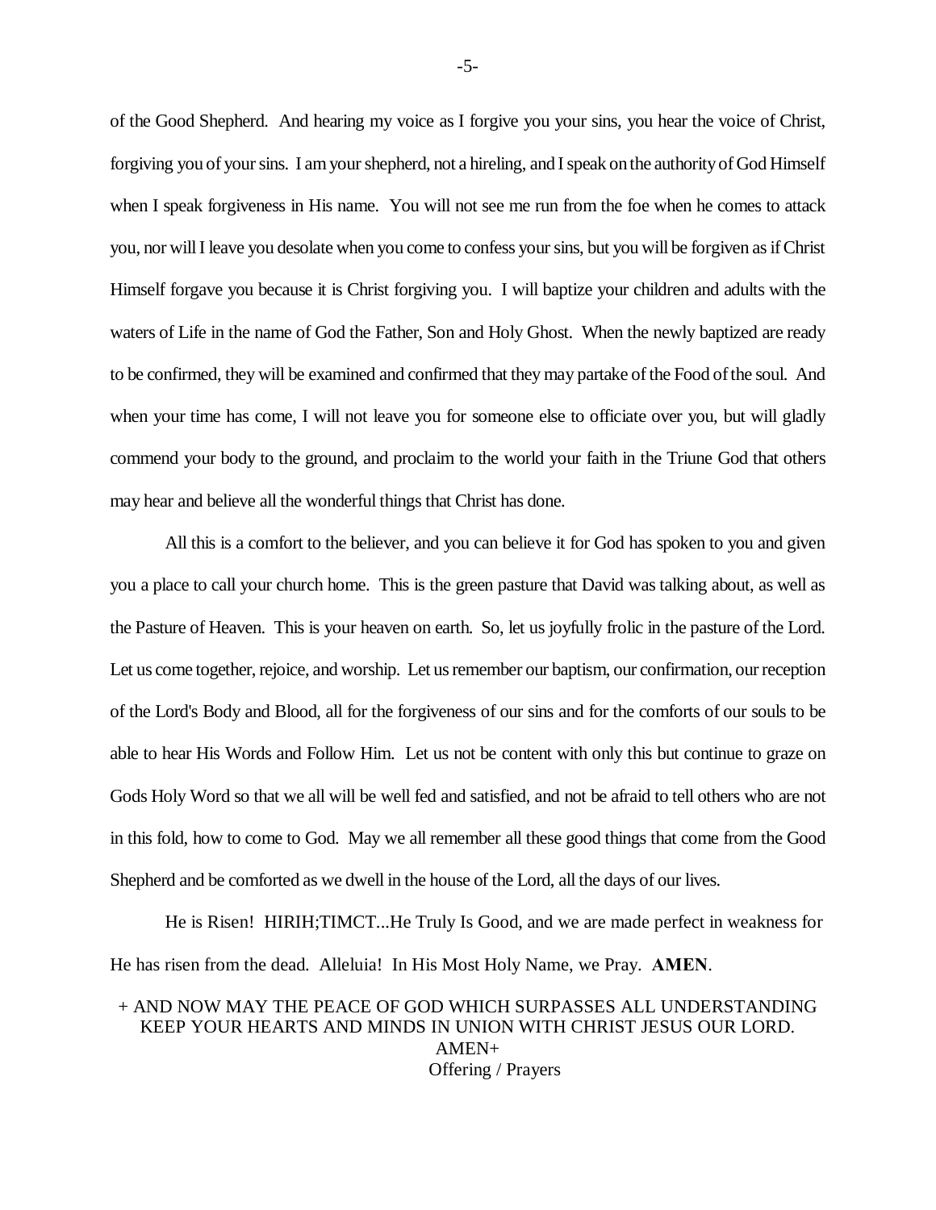of the Good Shepherd. And hearing my voice as I forgive you your sins, you hear the voice of Christ, forgiving you of your sins. I am your shepherd, not a hireling, and I speak on the authority of God Himself when I speak forgiveness in His name. You will not see me run from the foe when he comes to attack you, nor will I leave you desolate when you come to confess your sins, but you will be forgiven as if Christ Himself forgave you because it is Christ forgiving you. I will baptize your children and adults with the waters of Life in the name of God the Father, Son and Holy Ghost. When the newly baptized are ready to be confirmed, they will be examined and confirmed that they may partake of the Food of the soul. And when your time has come, I will not leave you for someone else to officiate over you, but will gladly commend your body to the ground, and proclaim to the world your faith in the Triune God that others may hear and believe all the wonderful things that Christ has done.

All this is a comfort to the believer, and you can believe it for God has spoken to you and given you a place to call your church home. This is the green pasture that David was talking about, as well as the Pasture of Heaven. This is your heaven on earth. So, let us joyfully frolic in the pasture of the Lord. Let us come together, rejoice, and worship. Let us remember our baptism, our confirmation, our reception of the Lord's Body and Blood, all for the forgiveness of our sins and for the comforts of our souls to be able to hear His Words and Follow Him. Let us not be content with only this but continue to graze on Gods Holy Word so that we all will be well fed and satisfied, and not be afraid to tell others who are not in this fold, how to come to God. May we all remember all these good things that come from the Good Shepherd and be comforted as we dwell in the house of the Lord, all the days of our lives.

He is Risen! HIRIH;TIMCT...He Truly Is Good, and we are made perfect in weakness for He has risen from the dead. Alleluia! In His Most Holy Name, we Pray. **AMEN**.

+ AND NOW MAY THE PEACE OF GOD WHICH SURPASSES ALL UNDERSTANDING KEEP YOUR HEARTS AND MINDS IN UNION WITH CHRIST JESUS OUR LORD. AMEN+

Offering / Prayers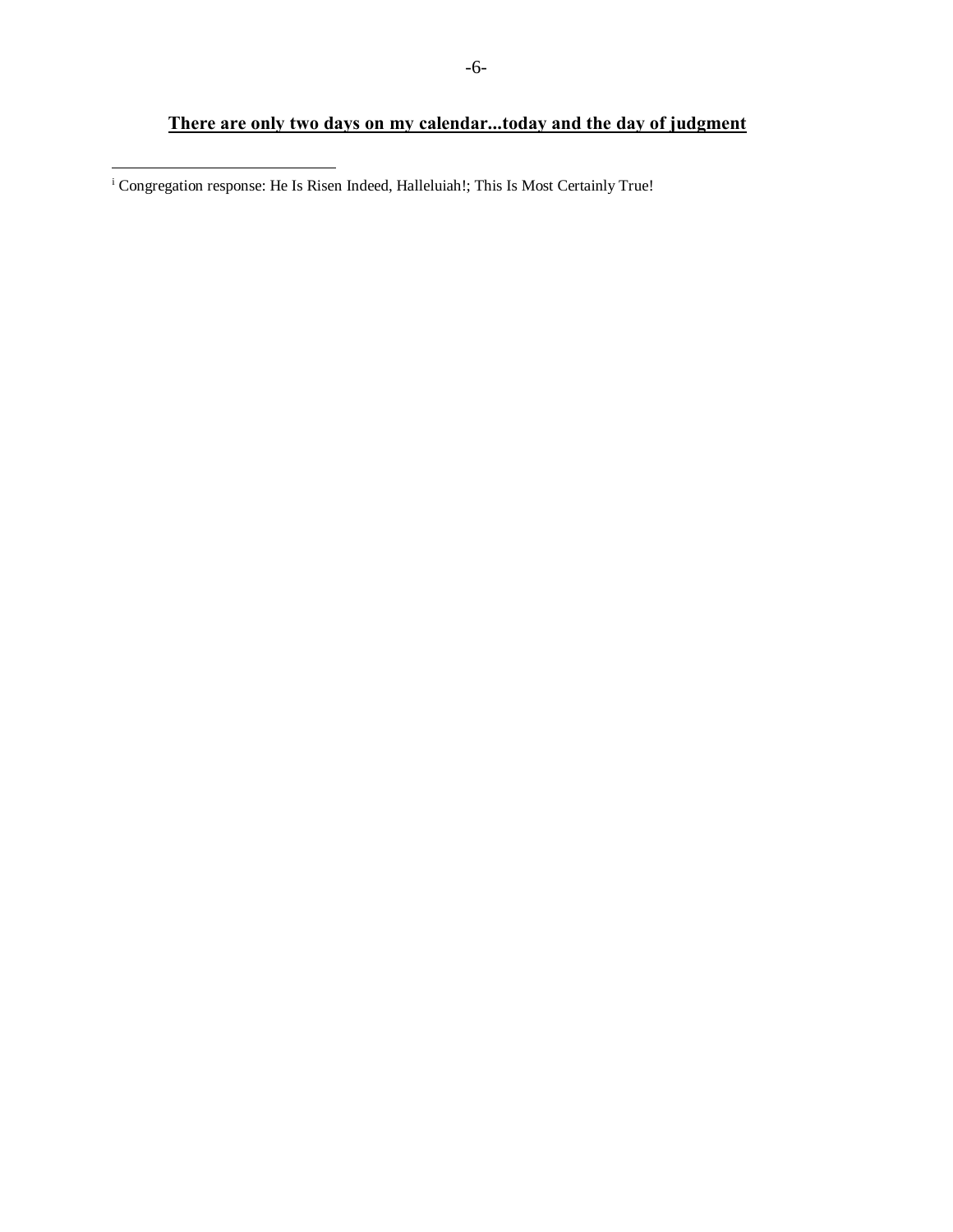**<u>There are only two days on my calendar...today and the day of judgment</u>**

---

[i] Congregation response: He Is Risen Indeed, Halleluiah!; This Is Most Certainly True!